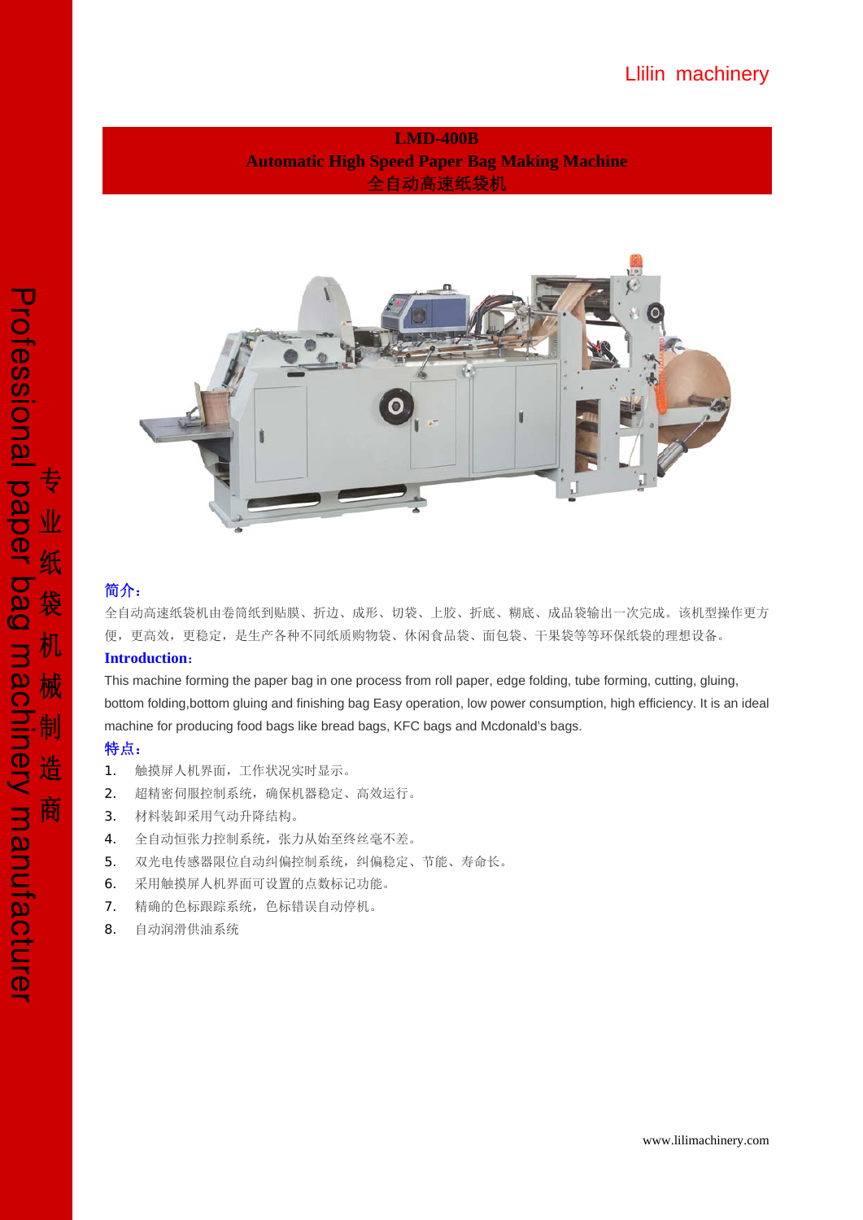# LMD-400B

## Automatic High Speed Paper Bag Making Machine

## 全自动高速纸袋机

**简介：**

全自动高速纸袋机由卷筒纸到贴膜、折边、成形、切袋、上胶、折底、糊底、成品袋输出一次完成。该机型操作更方便，更高效，更稳定，是生产各种不同纸质购物袋、休闲食品袋、面包袋、干果袋等等环保纸袋的理想设备。

**Introduction:**

This machine forming the paper bag in one process from roll paper, edge folding, tube forming, cutting, gluing, bottom folding,bottom gluing and finishing bag Easy operation, low power consumption, high efficiency. It is an ideal machine for producing food bags like bread bags, KFC bags and Mcdonald's bags.

**特点：**

1. 触摸屏人机界面，工作状况实时显示。
2. 超精密伺服控制系统，确保机器稳定、高效运行。
3. 材料装卸采用气动升降结构。
4. 全自动恒张力控制系统，张力从始至终丝毫不差。
5. 双光电传感器限位自动纠偏控制系统，纠偏稳定、节能、寿命长。
6. 采用触摸屏人机界面可设置的点数标记功能。
7. 精确的色标跟踪系统，色标错误自动停机。
8. 自动润滑供油系统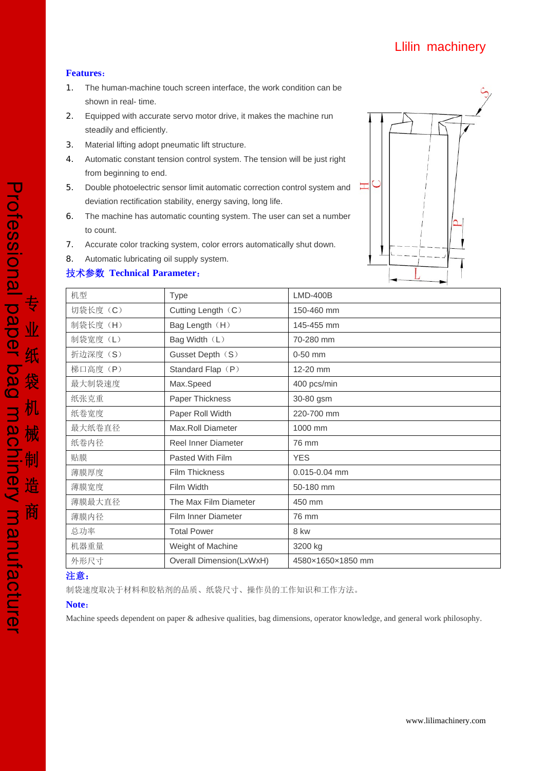Llilin machinery

**Features:**

1. The human-machine touch screen interface, the work condition can be shown in real- time.
2. Equipped with accurate servo motor drive, it makes the machine run steadily and efficiently.
3. Material lifting adopt pneumatic lift structure.
4. Automatic constant tension control system. The tension will be just right from beginning to end.
5. Double photoelectric sensor limit automatic correction control system and deviation rectification stability, energy saving, long life.
6. The machine has automatic counting system. The user can set a number to count.
7. Accurate color tracking system, color errors automatically shut down.
8. Automatic lubricating oil supply system.

S

H C P

L

**技术参数 Technical Parameter:**

| | | |
|---|---|---|
| 机型 | Type | LMD-400B |
| 切袋长度（C） | Cutting Length（C） | 150-460 mm |
| 制袋长度（H） | Bag Length（H） | 145-455 mm |
| 制袋宽度（L） | Bag Width（L） | 70-280 mm |
| 折边深度（S） | Gusset Depth（S） | 0-50 mm |
| 梯口高度（P） | Standard Flap（P） | 12-20 mm |
| 最大制袋速度 | Max.Speed | 400 pcs/min |
| 纸张克重 | Paper Thickness | 30-80 gsm |
| 纸卷宽度 | Paper Roll Width | 220-700 mm |
| 最大纸卷直径 | Max.Roll Diameter | 1000 mm |
| 纸卷内径 | Reel Inner Diameter | 76 mm |
| 贴膜 | Pasted With Film | YES |
| 薄膜厚度 | Film Thickness | 0.015-0.04 mm |
| 薄膜宽度 | Film Width | 50-180 mm |
| 薄膜最大直径 | The Max Film Diameter | 450 mm |
| 薄膜内径 | Film Inner Diameter | 76 mm |
| 总功率 | Total Power | 8 kw |
| 机器重量 | Weight of Machine | 3200 kg |
| 外形尺寸 | Overall Dimension(LxWxH) | 4580×1650×1850 mm |

**注意:**

制袋速度取决于材料和胶粘剂的品质、纸袋尺寸、操作员的工作知识和工作方法。

**Note:**

Machine speeds dependent on paper & adhesive qualities, bag dimensions, operator knowledge, and general work philosophy.

Professional paper bag machinery manufacturer 专业纸袋机械制造商

www.lilimachinery.com